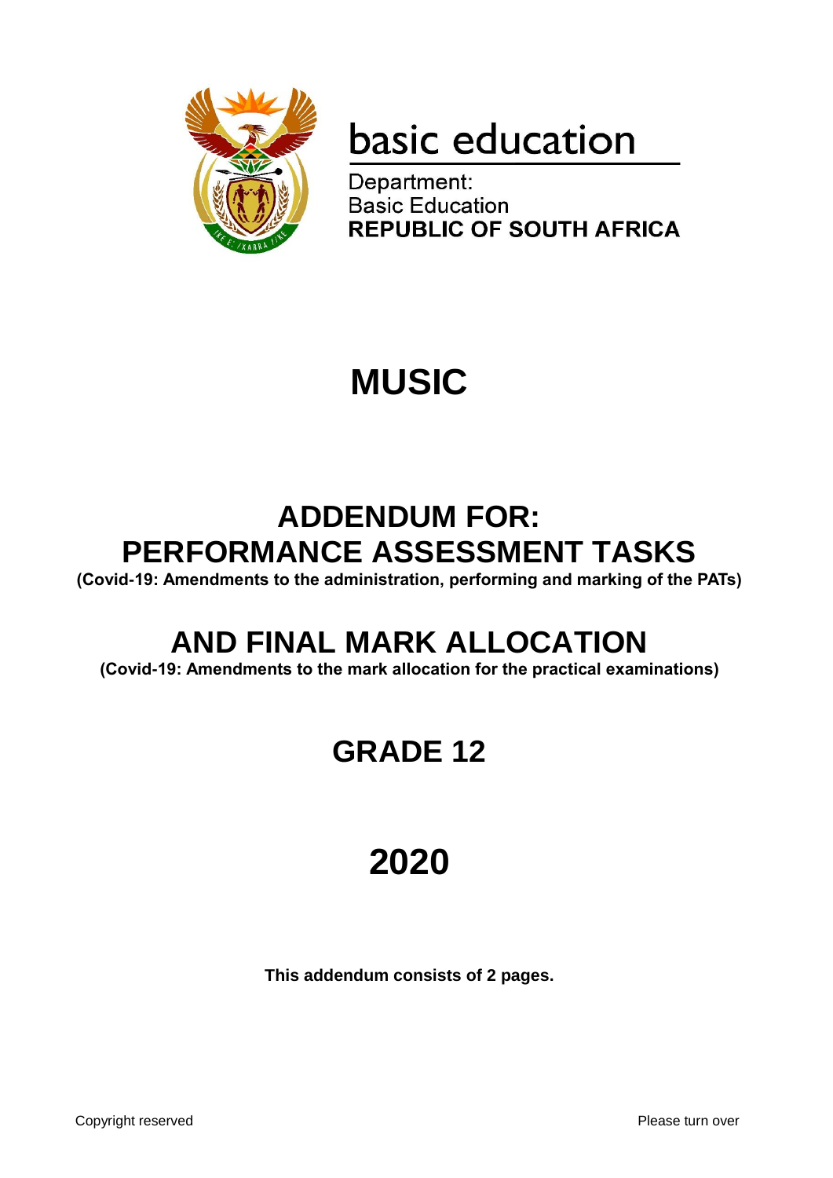basic education

Department:
Basic Education
**REPUBLIC OF SOUTH AFRICA**

# MUSIC

## ADDENDUM FOR: PERFORMANCE ASSESSMENT TASKS

**(Covid-19: Amendments to the administration, performing and marking of the PATs)**

## AND FINAL MARK ALLOCATION

**(Covid-19: Amendments to the mark allocation for the practical examinations)**

## GRADE 12

# 2020

**This addendum consists of 2 pages.**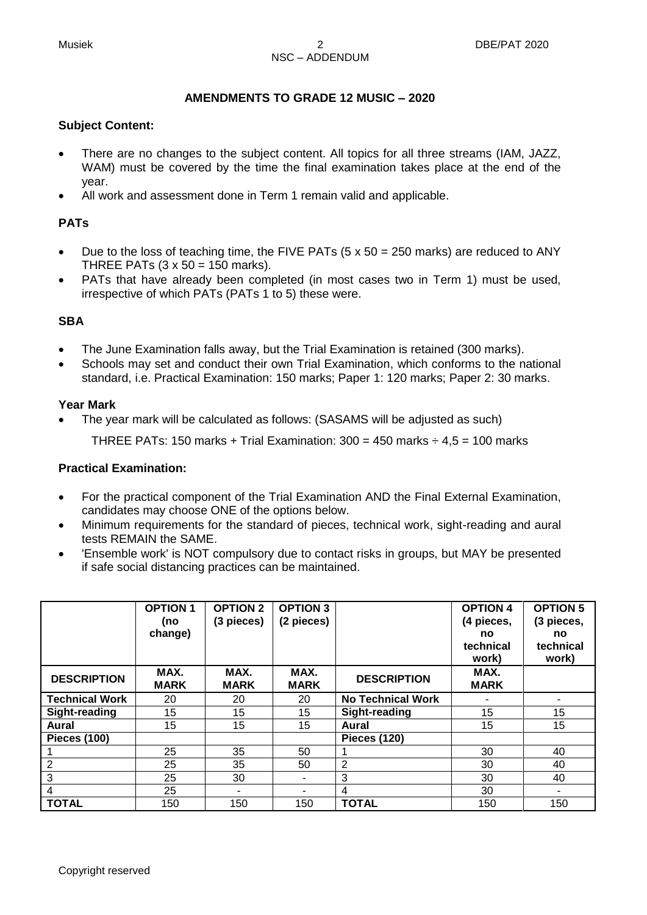## AMENDMENTS TO GRADE 12 MUSIC – 2020

### Subject Content:

- There are no changes to the subject content. All topics for all three streams (IAM, JAZZ, WAM) must be covered by the time the final examination takes place at the end of the year.
- All work and assessment done in Term 1 remain valid and applicable.

### PATs

- Due to the loss of teaching time, the FIVE PATs (5 x 50 = 250 marks) are reduced to ANY THREE PATs (3 x 50 = 150 marks).
- PATs that have already been completed (in most cases two in Term 1) must be used, irrespective of which PATs (PATs 1 to 5) these were.

### SBA

- The June Examination falls away, but the Trial Examination is retained (300 marks).
- Schools may set and conduct their own Trial Examination, which conforms to the national standard, i.e. Practical Examination: 150 marks; Paper 1: 120 marks; Paper 2: 30 marks.

### Year Mark

- The year mark will be calculated as follows: (SASAMS will be adjusted as such)

  THREE PATs: 150 marks + Trial Examination: 300 = 450 marks ÷ 4,5 = 100 marks

### Practical Examination:

- For the practical component of the Trial Examination AND the Final External Examination, candidates may choose ONE of the options below.
- Minimum requirements for the standard of pieces, technical work, sight-reading and aural tests REMAIN the SAME.
- 'Ensemble work' is NOT compulsory due to contact risks in groups, but MAY be presented if safe social distancing practices can be maintained.

| | **OPTION 1 (no change)** | **OPTION 2 (3 pieces)** | **OPTION 3 (2 pieces)** | | **OPTION 4 (4 pieces, no technical work)** | **OPTION 5 (3 pieces, no technical work)** |
|---|---|---|---|---|---|---|
| **DESCRIPTION** | **MAX. MARK** | **MAX. MARK** | **MAX. MARK** | **DESCRIPTION** | **MAX. MARK** | |
| **Technical Work** | 20 | 20 | 20 | **No Technical Work** | - | - |
| **Sight-reading** | 15 | 15 | 15 | **Sight-reading** | 15 | 15 |
| **Aural** | 15 | 15 | 15 | **Aural** | 15 | 15 |
| **Pieces (100)** | | | | **Pieces (120)** | | |
| 1 | 25 | 35 | 50 | 1 | 30 | 40 |
| 2 | 25 | 35 | 50 | 2 | 30 | 40 |
| 3 | 25 | 30 | - | 3 | 30 | 40 |
| 4 | 25 | - | - | 4 | 30 | - |
| **TOTAL** | 150 | 150 | 150 | **TOTAL** | 150 | 150 |